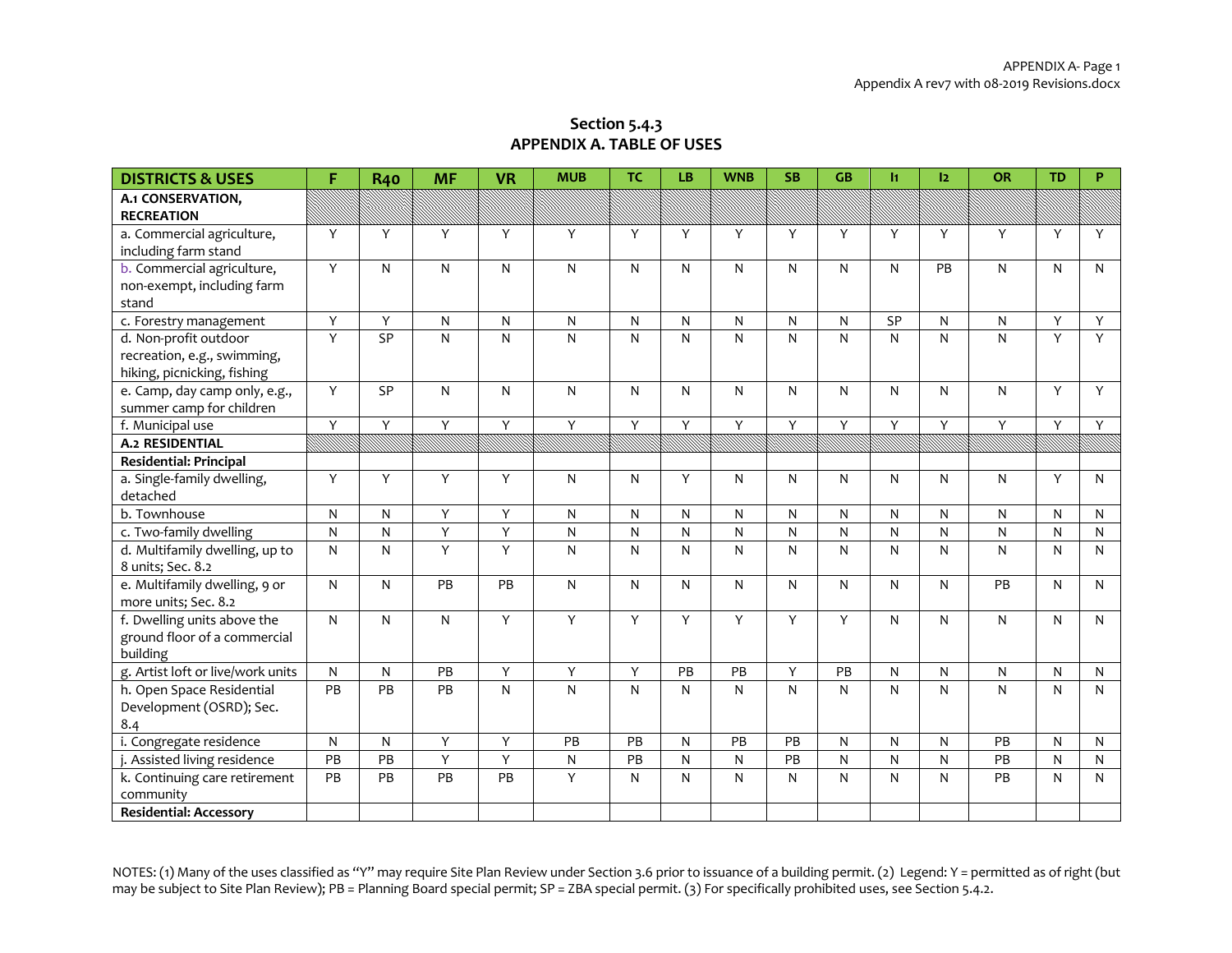## Section 5.4.3
## APPENDIX A. TABLE OF USES

| DISTRICTS & USES | F | R40 | MF | VR | MUB | TC | LB | WNB | SB | GB | I1 | I2 | OR | TD | P |
|---|---|---|---|---|---|---|---|---|---|---|---|---|---|---|---|
| **A.1 CONSERVATION, RECREATION** | | | | | | | | | | | | | | | |
| a. Commercial agriculture, including farm stand | Y | Y | Y | Y | Y | Y | Y | Y | Y | Y | Y | Y | Y | Y | Y |
| b. Commercial agriculture, non-exempt, including farm stand | Y | N | N | N | N | N | N | N | N | N | N | PB | N | N | N |
| c. Forestry management | Y | Y | N | N | N | N | N | N | N | N | SP | N | N | Y | Y |
| d. Non-profit outdoor recreation, e.g., swimming, hiking, picnicking, fishing | Y | SP | N | N | N | N | N | N | N | N | N | N | N | Y | Y |
| e. Camp, day camp only, e.g., summer camp for children | Y | SP | N | N | N | N | N | N | N | N | N | N | N | Y | Y |
| f. Municipal use | Y | Y | Y | Y | Y | Y | Y | Y | Y | Y | Y | Y | Y | Y | Y |
| **A.2 RESIDENTIAL** | | | | | | | | | | | | | | | |
| **Residential: Principal** | | | | | | | | | | | | | | | |
| a. Single-family dwelling, detached | Y | Y | Y | Y | N | N | Y | N | N | N | N | N | N | Y | N |
| b. Townhouse | N | N | Y | Y | N | N | N | N | N | N | N | N | N | N | N |
| c. Two-family dwelling | N | N | Y | Y | N | N | N | N | N | N | N | N | N | N | N |
| d. Multifamily dwelling, up to 8 units; Sec. 8.2 | N | N | Y | Y | N | N | N | N | N | N | N | N | N | N | N |
| e. Multifamily dwelling, 9 or more units; Sec. 8.2 | N | N | PB | PB | N | N | N | N | N | N | N | N | PB | N | N |
| f. Dwelling units above the ground floor of a commercial building | N | N | N | Y | Y | Y | Y | Y | Y | Y | N | N | N | N | N |
| g. Artist loft or live/work units | N | N | PB | Y | Y | Y | PB | PB | Y | PB | N | N | N | N | N |
| h. Open Space Residential Development (OSRD); Sec. 8.4 | PB | PB | PB | N | N | N | N | N | N | N | N | N | N | N | N |
| i. Congregate residence | N | N | Y | Y | PB | PB | N | PB | PB | N | N | N | PB | N | N |
| j. Assisted living residence | PB | PB | Y | Y | N | PB | N | N | PB | N | N | N | PB | N | N |
| k. Continuing care retirement community | PB | PB | PB | PB | Y | N | N | N | N | N | N | N | PB | N | N |
| **Residential: Accessory** | | | | | | | | | | | | | | | |

NOTES: (1) Many of the uses classified as "Y" may require Site Plan Review under Section 3.6 prior to issuance of a building permit. (2) Legend: Y = permitted as of right (but may be subject to Site Plan Review); PB = Planning Board special permit; SP = ZBA special permit. (3) For specifically prohibited uses, see Section 5.4.2.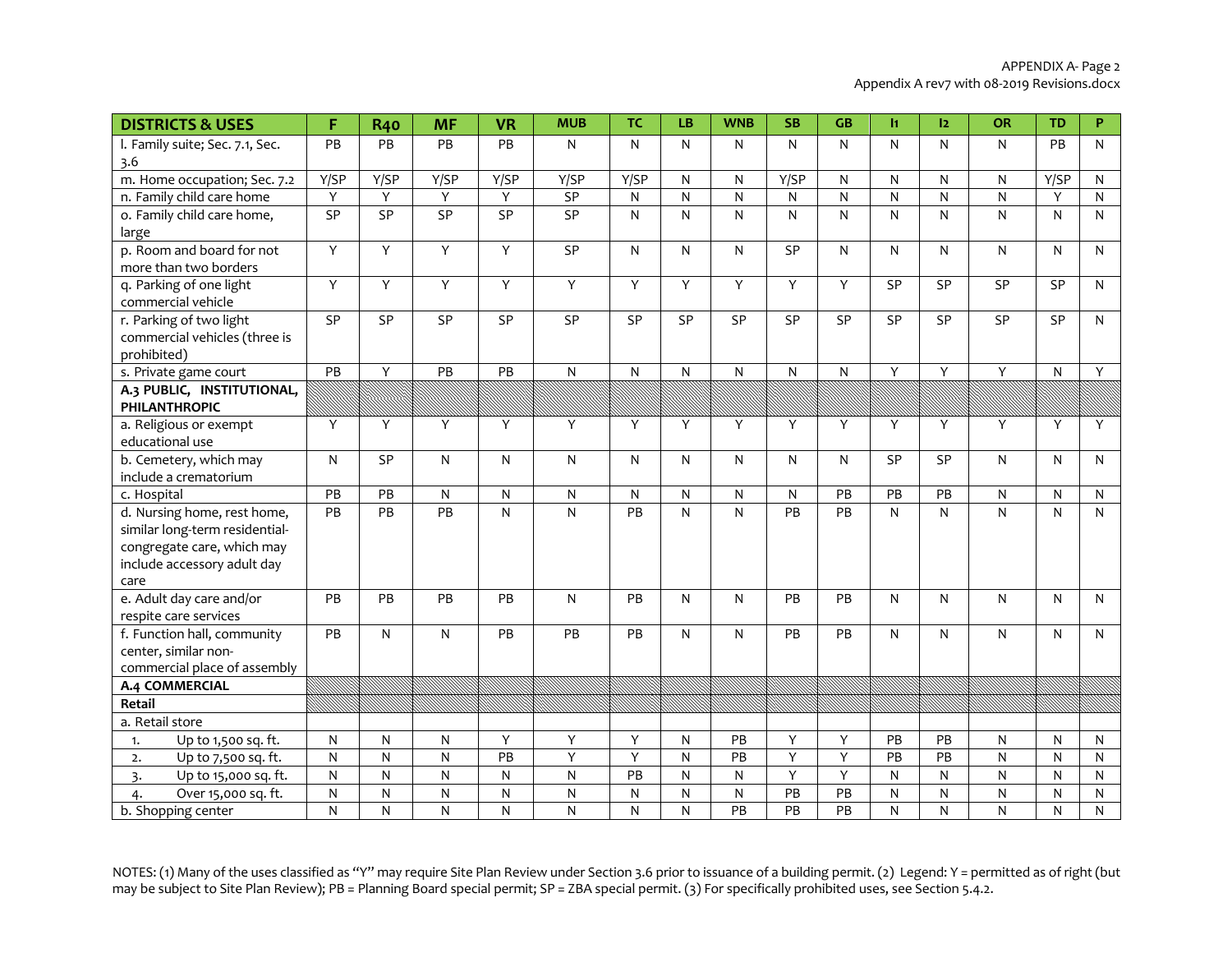| DISTRICTS & USES | F | R40 | MF | VR | MUB | TC | LB | WNB | SB | GB | I1 | I2 | OR | TD | P |
|---|---|---|---|---|---|---|---|---|---|---|---|---|---|---|---|
| l. Family suite; Sec. 7.1, Sec. 3.6 | PB | PB | PB | PB | N | N | N | N | N | N | N | N | N | PB | N |
| m. Home occupation; Sec. 7.2 | Y/SP | Y/SP | Y/SP | Y/SP | Y/SP | Y/SP | N | N | Y/SP | N | N | N | N | Y/SP | N |
| n. Family child care home | Y | Y | Y | Y | SP | N | N | N | N | N | N | N | N | Y | N |
| o. Family child care home, large | SP | SP | SP | SP | SP | N | N | N | N | N | N | N | N | N | N |
| p. Room and board for not more than two borders | Y | Y | Y | Y | SP | N | N | N | SP | N | N | N | N | N | N |
| q. Parking of one light commercial vehicle | Y | Y | Y | Y | Y | Y | Y | Y | Y | Y | SP | SP | SP | SP | N |
| r. Parking of two light commercial vehicles (three is prohibited) | SP | SP | SP | SP | SP | SP | SP | SP | SP | SP | SP | SP | SP | SP | N |
| s. Private game court | PB | Y | PB | PB | N | N | N | N | N | N | Y | Y | Y | N | Y |
| **A.3 PUBLIC, INSTITUTIONAL, PHILANTHROPIC** | | | | | | | | | | | | | | | |
| a. Religious or exempt educational use | Y | Y | Y | Y | Y | Y | Y | Y | Y | Y | Y | Y | Y | Y | Y |
| b. Cemetery, which may include a crematorium | N | SP | N | N | N | N | N | N | N | N | SP | SP | N | N | N |
| c. Hospital | PB | PB | N | N | N | N | N | N | N | PB | PB | PB | N | N | N |
| d. Nursing home, rest home, similar long-term residential-congregate care, which may include accessory adult day care | PB | PB | PB | N | N | PB | N | N | PB | PB | N | N | N | N | N |
| e. Adult day care and/or respite care services | PB | PB | PB | PB | N | PB | N | N | PB | PB | N | N | N | N | N |
| f. Function hall, community center, similar non-commercial place of assembly | PB | N | N | PB | PB | PB | N | N | PB | PB | N | N | N | N | N |
| **A.4 COMMERCIAL** | | | | | | | | | | | | | | | |
| **Retail** | | | | | | | | | | | | | | | |
| a. Retail store | | | | | | | | | | | | | | | |
| 1. Up to 1,500 sq. ft. | N | N | N | Y | Y | Y | N | PB | Y | Y | PB | PB | N | N | N |
| 2. Up to 7,500 sq. ft. | N | N | N | PB | Y | Y | N | PB | Y | Y | PB | PB | N | N | N |
| 3. Up to 15,000 sq. ft. | N | N | N | N | N | PB | N | N | Y | Y | N | N | N | N | N |
| 4. Over 15,000 sq. ft. | N | N | N | N | N | N | N | N | PB | PB | N | N | N | N | N |
| b. Shopping center | N | N | N | N | N | N | N | PB | PB | PB | N | N | N | N | N |

NOTES: (1) Many of the uses classified as "Y" may require Site Plan Review under Section 3.6 prior to issuance of a building permit. (2) Legend: Y = permitted as of right (but may be subject to Site Plan Review); PB = Planning Board special permit; SP = ZBA special permit. (3) For specifically prohibited uses, see Section 5.4.2.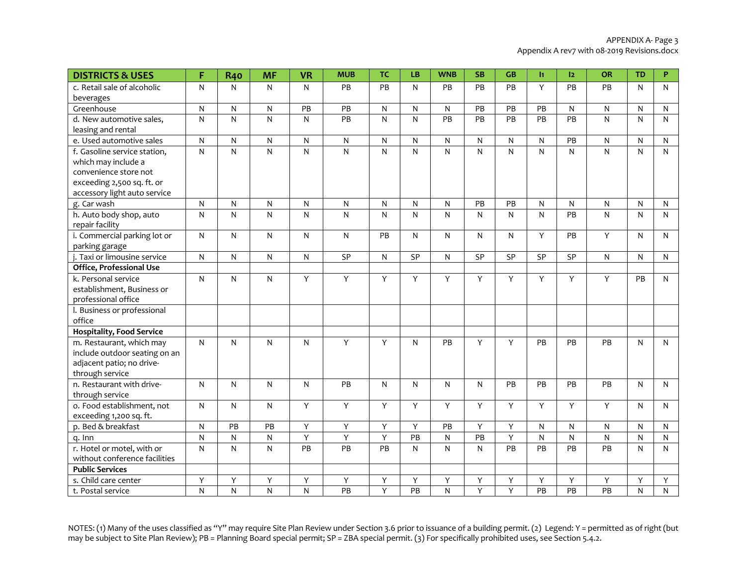| DISTRICTS & USES | F | R40 | MF | VR | MUB | TC | LB | WNB | SB | GB | I1 | I2 | OR | TD | P |
|---|---|---|---|---|---|---|---|---|---|---|---|---|---|---|---|
| c. Retail sale of alcoholic beverages | N | N | N | N | PB | PB | N | PB | PB | PB | Y | PB | PB | N | N |
| Greenhouse | N | N | N | PB | PB | N | N | N | PB | PB | PB | N | N | N | N |
| d. New automotive sales, leasing and rental | N | N | N | N | PB | N | N | PB | PB | PB | PB | PB | N | N | N |
| e. Used automotive sales | N | N | N | N | N | N | N | N | N | N | N | PB | N | N | N |
| f. Gasoline service station, which may include a convenience store not exceeding 2,500 sq. ft. or accessory light auto service | N | N | N | N | N | N | N | N | N | N | N | N | N | N | N |
| g. Car wash | N | N | N | N | N | N | N | N | PB | PB | N | N | N | N | N |
| h. Auto body shop, auto repair facility | N | N | N | N | N | N | N | N | N | N | N | PB | N | N | N |
| i. Commercial parking lot or parking garage | N | N | N | N | N | PB | N | N | N | N | Y | PB | Y | N | N |
| j. Taxi or limousine service | N | N | N | N | SP | N | SP | N | SP | SP | SP | SP | N | N | N |
| **Office, Professional Use** | | | | | | | | | | | | | | | |
| k. Personal service establishment, Business or professional office | N | N | N | Y | Y | Y | Y | Y | Y | Y | Y | Y | Y | PB | N |
| l. Business or professional office | | | | | | | | | | | | | | | |
| **Hospitality, Food Service** | | | | | | | | | | | | | | | |
| m. Restaurant, which may include outdoor seating on an adjacent patio; no drive-through service | N | N | N | N | Y | Y | N | PB | Y | Y | PB | PB | PB | N | N |
| n. Restaurant with drive-through service | N | N | N | N | PB | N | N | N | N | PB | PB | PB | PB | N | N |
| o. Food establishment, not exceeding 1,200 sq. ft. | N | N | N | Y | Y | Y | Y | Y | Y | Y | Y | Y | Y | N | N |
| p. Bed & breakfast | N | PB | PB | Y | Y | Y | Y | PB | Y | Y | N | N | N | N | N |
| q. Inn | N | N | N | Y | Y | Y | PB | N | PB | Y | N | N | N | N | N |
| r. Hotel or motel, with or without conference facilities | N | N | N | PB | PB | PB | N | N | N | PB | PB | PB | PB | N | N |
| **Public Services** | | | | | | | | | | | | | | | |
| s. Child care center | Y | Y | Y | Y | Y | Y | Y | Y | Y | Y | Y | Y | Y | Y | Y |
| t. Postal service | N | N | N | N | PB | Y | PB | N | Y | Y | PB | PB | PB | N | N |

NOTES: (1) Many of the uses classified as "Y" may require Site Plan Review under Section 3.6 prior to issuance of a building permit. (2) Legend: Y = permitted as of right (but may be subject to Site Plan Review); PB = Planning Board special permit; SP = ZBA special permit. (3) For specifically prohibited uses, see Section 5.4.2.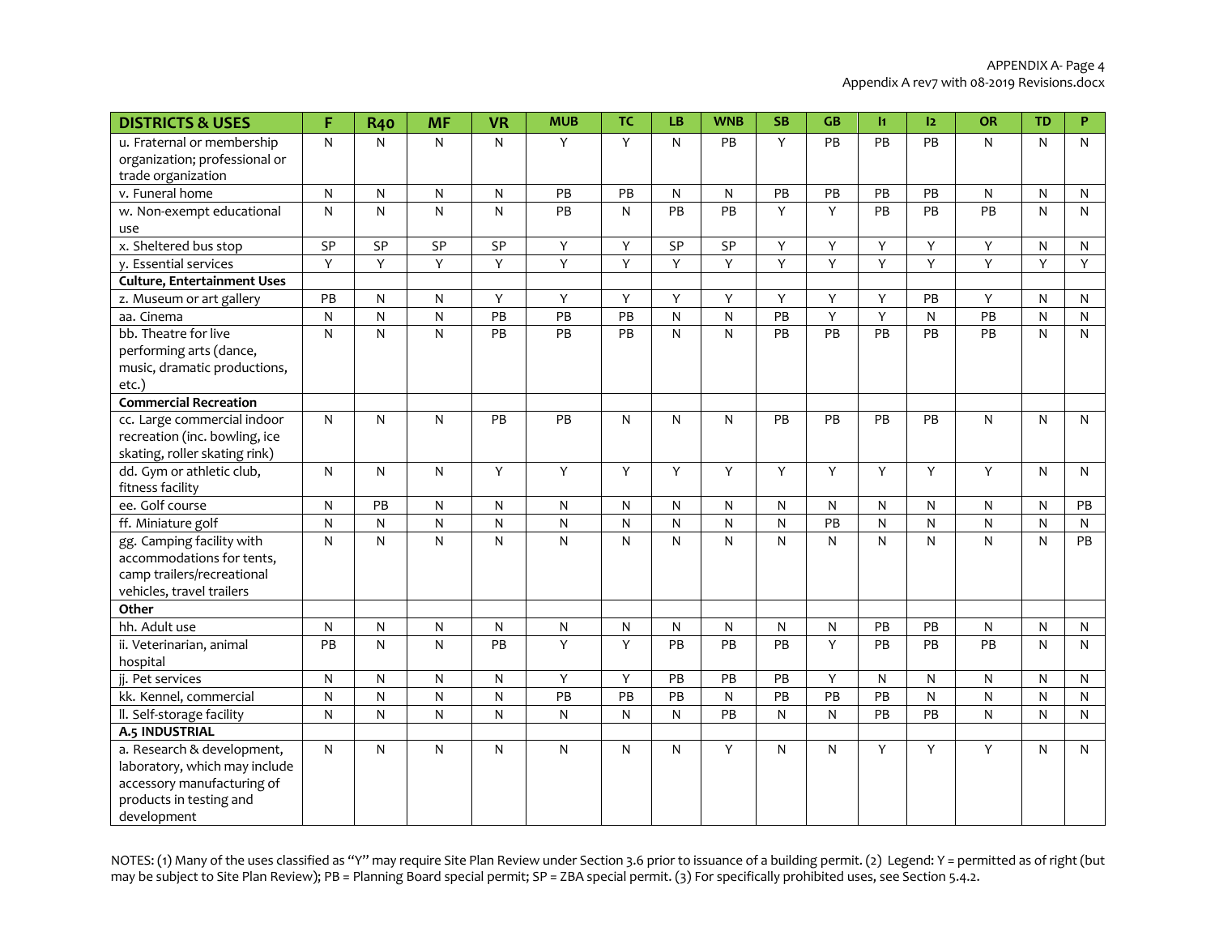| DISTRICTS & USES | F | R40 | MF | VR | MUB | TC | LB | WNB | SB | GB | I1 | I2 | OR | TD | P |
|---|---|---|---|---|---|---|---|---|---|---|---|---|---|---|---|
| u. Fraternal or membership organization; professional or trade organization | N | N | N | N | Y | Y | N | PB | Y | PB | PB | PB | N | N | N |
| v. Funeral home | N | N | N | N | PB | PB | N | N | PB | PB | PB | PB | N | N | N |
| w. Non-exempt educational use | N | N | N | N | PB | N | PB | PB | Y | Y | PB | PB | PB | N | N |
| x. Sheltered bus stop | SP | SP | SP | SP | Y | Y | SP | SP | Y | Y | Y | Y | Y | N | N |
| y. Essential services | Y | Y | Y | Y | Y | Y | Y | Y | Y | Y | Y | Y | Y | Y | Y |
| **Culture, Entertainment Uses** | | | | | | | | | | | | | | | |
| z. Museum or art gallery | PB | N | N | Y | Y | Y | Y | Y | Y | Y | Y | PB | Y | N | N |
| aa. Cinema | N | N | N | PB | PB | PB | N | N | PB | Y | Y | N | PB | N | N |
| bb. Theatre for live performing arts (dance, music, dramatic productions, etc.) | N | N | N | PB | PB | PB | N | N | PB | PB | PB | PB | PB | N | N |
| **Commercial Recreation** | | | | | | | | | | | | | | | |
| cc. Large commercial indoor recreation (inc. bowling, ice skating, roller skating rink) | N | N | N | PB | PB | N | N | N | PB | PB | PB | PB | N | N | N |
| dd. Gym or athletic club, fitness facility | N | N | N | Y | Y | Y | Y | Y | Y | Y | Y | Y | Y | N | N |
| ee. Golf course | N | PB | N | N | N | N | N | N | N | N | N | N | N | N | PB |
| ff. Miniature golf | N | N | N | N | N | N | N | N | N | PB | N | N | N | N | N |
| gg. Camping facility with accommodations for tents, camp trailers/recreational vehicles, travel trailers | N | N | N | N | N | N | N | N | N | N | N | N | N | N | PB |
| **Other** | | | | | | | | | | | | | | | |
| hh. Adult use | N | N | N | N | N | N | N | N | N | N | PB | PB | N | N | N |
| ii. Veterinarian, animal hospital | PB | N | N | PB | Y | Y | PB | PB | PB | Y | PB | PB | PB | N | N |
| jj. Pet services | N | N | N | N | Y | Y | PB | PB | PB | Y | N | N | N | N | N |
| kk. Kennel, commercial | N | N | N | N | PB | PB | PB | N | PB | PB | PB | N | N | N | N |
| ll. Self-storage facility | N | N | N | N | N | N | N | PB | N | N | PB | PB | N | N | N |
| **A.5 INDUSTRIAL** | | | | | | | | | | | | | | | |
| a. Research & development, laboratory, which may include accessory manufacturing of products in testing and development | N | N | N | N | N | N | N | Y | N | N | Y | Y | Y | N | N |

NOTES: (1) Many of the uses classified as "Y" may require Site Plan Review under Section 3.6 prior to issuance of a building permit. (2) Legend: Y = permitted as of right (but may be subject to Site Plan Review); PB = Planning Board special permit; SP = ZBA special permit. (3) For specifically prohibited uses, see Section 5.4.2.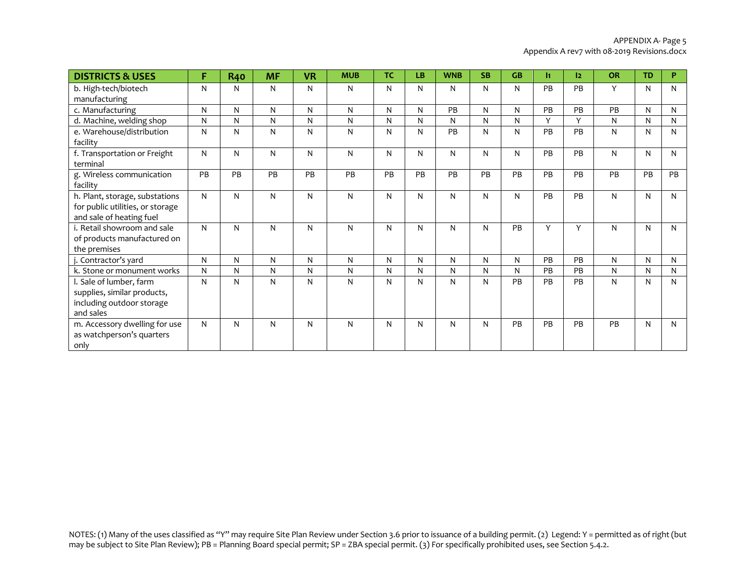| DISTRICTS & USES | F | R40 | MF | VR | MUB | TC | LB | WNB | SB | GB | I1 | I2 | OR | TD | P |
|---|---|---|---|---|---|---|---|---|---|---|---|---|---|---|---|
| b. High-tech/biotech manufacturing | N | N | N | N | N | N | N | N | N | N | PB | PB | Y | N | N |
| c. Manufacturing | N | N | N | N | N | N | N | PB | N | N | PB | PB | PB | N | N |
| d. Machine, welding shop | N | N | N | N | N | N | N | N | N | N | Y | Y | N | N | N |
| e. Warehouse/distribution facility | N | N | N | N | N | N | N | PB | N | N | PB | PB | N | N | N |
| f. Transportation or Freight terminal | N | N | N | N | N | N | N | N | N | N | PB | PB | N | N | N |
| g. Wireless communication facility | PB | PB | PB | PB | PB | PB | PB | PB | PB | PB | PB | PB | PB | PB | PB |
| h. Plant, storage, substations for public utilities, or storage and sale of heating fuel | N | N | N | N | N | N | N | N | N | N | PB | PB | N | N | N |
| i. Retail showroom and sale of products manufactured on the premises | N | N | N | N | N | N | N | N | N | PB | Y | Y | N | N | N |
| j. Contractor's yard | N | N | N | N | N | N | N | N | N | N | PB | PB | N | N | N |
| k. Stone or monument works | N | N | N | N | N | N | N | N | N | N | PB | PB | N | N | N |
| l. Sale of lumber, farm supplies, similar products, including outdoor storage and sales | N | N | N | N | N | N | N | N | N | PB | PB | PB | N | N | N |
| m. Accessory dwelling for use as watchperson's quarters only | N | N | N | N | N | N | N | N | N | PB | PB | PB | PB | N | N |

NOTES: (1) Many of the uses classified as "Y" may require Site Plan Review under Section 3.6 prior to issuance of a building permit. (2) Legend: Y = permitted as of right (but may be subject to Site Plan Review); PB = Planning Board special permit; SP = ZBA special permit. (3) For specifically prohibited uses, see Section 5.4.2.